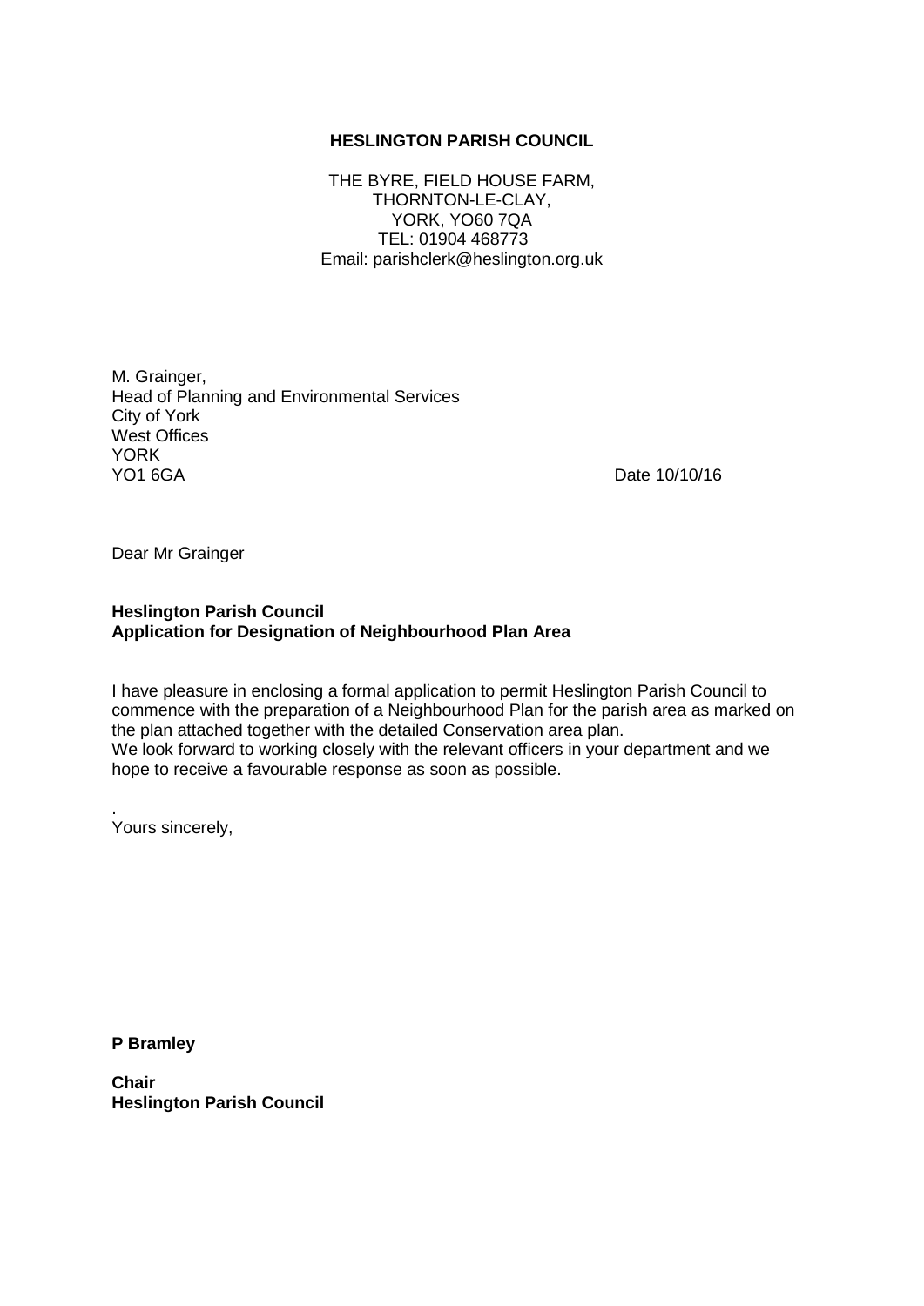**HESLINGTON PARISH COUNCIL**

THE BYRE, FIELD HOUSE FARM,
THORNTON-LE-CLAY,
YORK, YO60 7QA
TEL: 01904 468773
Email: parishclerk@heslington.org.uk

M. Grainger,
Head of Planning and Environmental Services
City of York
West Offices
YORK
YO1 6GA

Date 10/10/16

Dear Mr Grainger

**Heslington Parish Council**
**Application for Designation of Neighbourhood Plan Area**

I have pleasure in enclosing a formal application to permit Heslington Parish Council to commence with the preparation of a Neighbourhood Plan for the parish area as marked on the plan attached together with the detailed Conservation area plan.
We look forward to working closely with the relevant officers in your department and we hope to receive a favourable response as soon as possible.

.
Yours sincerely,

**P Bramley**

**Chair**
**Heslington Parish Council**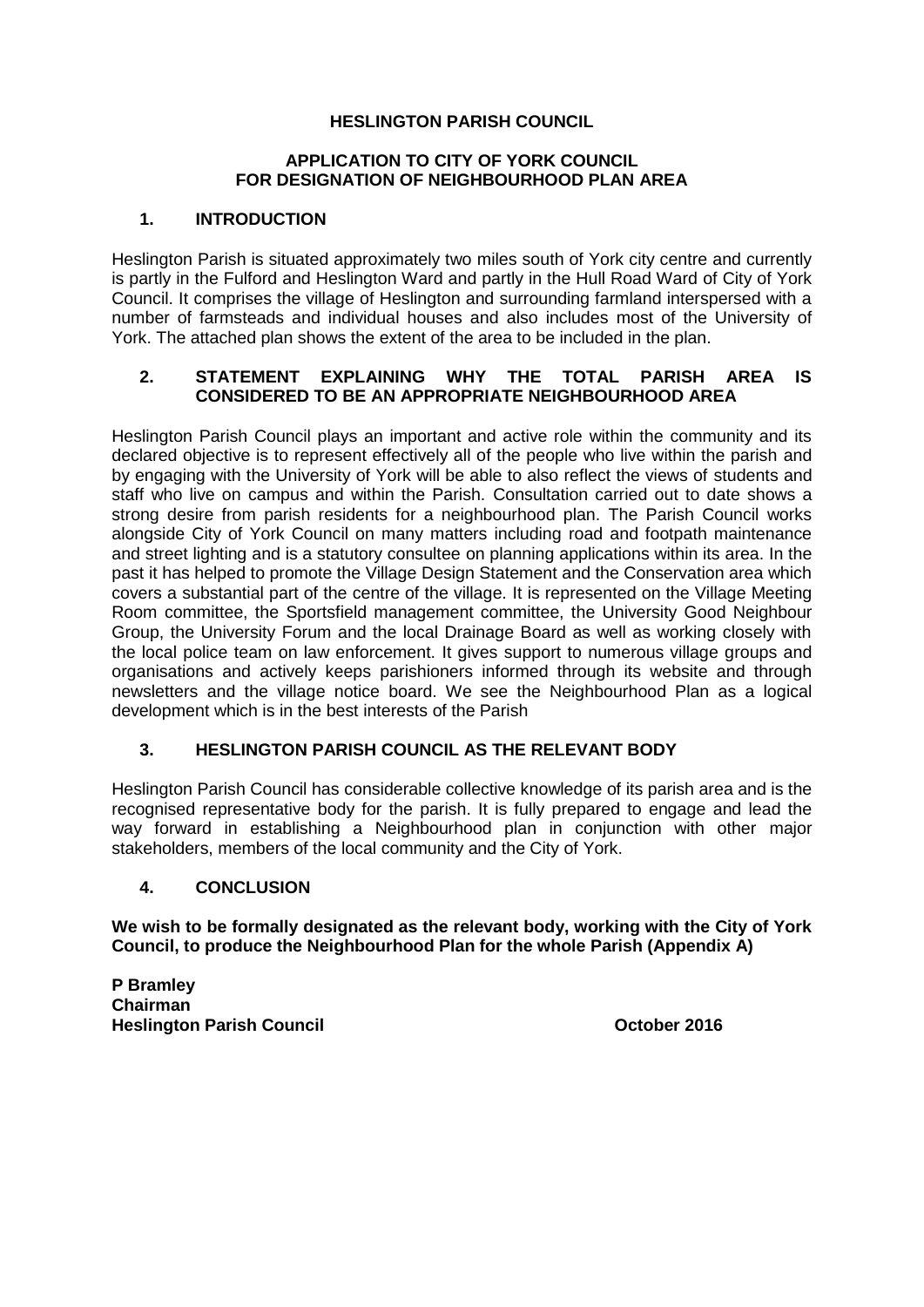**HESLINGTON PARISH COUNCIL**

**APPLICATION TO CITY OF YORK COUNCIL**
**FOR DESIGNATION OF NEIGHBOURHOOD PLAN AREA**

## 1. INTRODUCTION

Heslington Parish is situated approximately two miles south of York city centre and currently is partly in the Fulford and Heslington Ward and partly in the Hull Road Ward of City of York Council. It comprises the village of Heslington and surrounding farmland interspersed with a number of farmsteads and individual houses and also includes most of the University of York. The attached plan shows the extent of the area to be included in the plan.

## 2. STATEMENT EXPLAINING WHY THE TOTAL PARISH AREA IS CONSIDERED TO BE AN APPROPRIATE NEIGHBOURHOOD AREA

Heslington Parish Council plays an important and active role within the community and its declared objective is to represent effectively all of the people who live within the parish and by engaging with the University of York will be able to also reflect the views of students and staff who live on campus and within the Parish. Consultation carried out to date shows a strong desire from parish residents for a neighbourhood plan. The Parish Council works alongside City of York Council on many matters including road and footpath maintenance and street lighting and is a statutory consultee on planning applications within its area. In the past it has helped to promote the Village Design Statement and the Conservation area which covers a substantial part of the centre of the village. It is represented on the Village Meeting Room committee, the Sportsfield management committee, the University Good Neighbour Group, the University Forum and the local Drainage Board as well as working closely with the local police team on law enforcement. It gives support to numerous village groups and organisations and actively keeps parishioners informed through its website and through newsletters and the village notice board. We see the Neighbourhood Plan as a logical development which is in the best interests of the Parish

## 3. HESLINGTON PARISH COUNCIL AS THE RELEVANT BODY

Heslington Parish Council has considerable collective knowledge of its parish area and is the recognised representative body for the parish. It is fully prepared to engage and lead the way forward in establishing a Neighbourhood plan in conjunction with other major stakeholders, members of the local community and the City of York.

## 4. CONCLUSION

**We wish to be formally designated as the relevant body, working with the City of York Council, to produce the Neighbourhood Plan for the whole Parish (Appendix A)**

**P Bramley**
**Chairman**
**Heslington Parish Council** **October 2016**